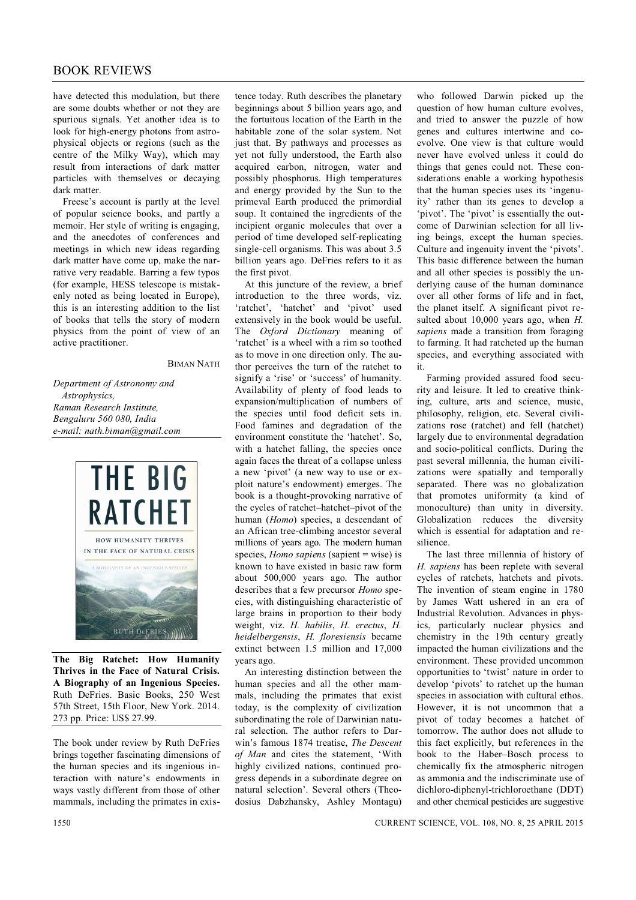have detected this modulation, but there are some doubts whether or not they are spurious signals. Yet another idea is to look for high-energy photons from astrophysical objects or regions (such as the centre of the Milky Way), which may result from interactions of dark matter particles with themselves or decaying dark matter.

Freese's account is partly at the level of popular science books, and partly a memoir. Her style of writing is engaging, and the anecdotes of conferences and meetings in which new ideas regarding dark matter have come up, make the narrative very readable. Barring a few typos (for example, HESS telescope is mistakenly noted as being located in Europe), this is an interesting addition to the list of books that tells the story of modern physics from the point of view of an active practitioner.

BIMAN NATH

*Department of Astronomy and Astrophysics,*
*Raman Research Institute,*
*Bengaluru 560 080, India*
*e-mail: nath.biman@gmail.com*

**The Big Ratchet: How Humanity Thrives in the Face of Natural Crisis. A Biography of an Ingenious Species.** Ruth DeFries. Basic Books, 250 West 57th Street, 15th Floor, New York. 2014. 273 pp. Price: US$ 27.99.

The book under review by Ruth DeFries brings together fascinating dimensions of the human species and its ingenious interaction with nature's endowments in ways vastly different from those of other mammals, including the primates in existence today. Ruth describes the planetary beginnings about 5 billion years ago, and the fortuitous location of the Earth in the habitable zone of the solar system. Not just that. By pathways and processes as yet not fully understood, the Earth also acquired carbon, nitrogen, water and possibly phosphorus. High temperatures and energy provided by the Sun to the primeval Earth produced the primordial soup. It contained the ingredients of the incipient organic molecules that over a period of time developed self-replicating single-cell organisms. This was about 3.5 billion years ago. DeFries refers to it as the first pivot.

At this juncture of the review, a brief introduction to the three words, viz. 'ratchet', 'hatchet' and 'pivot' used extensively in the book would be useful. The *Oxford Dictionary* meaning of 'ratchet' is a wheel with a rim so toothed as to move in one direction only. The author perceives the turn of the ratchet to signify a 'rise' or 'success' of humanity. Availability of plenty of food leads to expansion/multiplication of numbers of the species until food deficit sets in. Food famines and degradation of the environment constitute the 'hatchet'. So, with a hatchet falling, the species once again faces the threat of a collapse unless a new 'pivot' (a new way to use or exploit nature's endowment) emerges. The book is a thought-provoking narrative of the cycles of ratchet–hatchet–pivot of the human (*Homo*) species, a descendant of an African tree-climbing ancestor several millions of years ago. The modern human species, *Homo sapiens* (sapient = wise) is known to have existed in basic raw form about 500,000 years ago. The author describes that a few precursor *Homo* species, with distinguishing characteristic of large brains in proportion to their body weight, viz. *H. habilis*, *H. erectus*, *H. heidelbergensis*, *H. floresiensis* became extinct between 1.5 million and 17,000 years ago.

An interesting distinction between the human species and all the other mammals, including the primates that exist today, is the complexity of civilization subordinating the role of Darwinian natural selection. The author refers to Darwin's famous 1874 treatise, *The Descent of Man* and cites the statement, 'With highly civilized nations, continued progress depends in a subordinate degree on natural selection'. Several others (Theodosius Dabzhansky, Ashley Montagu) who followed Darwin picked up the question of how human culture evolves, and tried to answer the puzzle of how genes and cultures intertwine and coevolve. One view is that culture would never have evolved unless it could do things that genes could not. These considerations enable a working hypothesis that the human species uses its 'ingenuity' rather than its genes to develop a 'pivot'. The 'pivot' is essentially the outcome of Darwinian selection for all living beings, except the human species. Culture and ingenuity invent the 'pivots'. This basic difference between the human and all other species is possibly the underlying cause of the human dominance over all other forms of life and in fact, the planet itself. A significant pivot resulted about 10,000 years ago, when *H. sapiens* made a transition from foraging to farming. It had ratcheted up the human species, and everything associated with it.

Farming provided assured food security and leisure. It led to creative thinking, culture, arts and science, music, philosophy, religion, etc. Several civilizations rose (ratchet) and fell (hatchet) largely due to environmental degradation and socio-political conflicts. During the past several millennia, the human civilizations were spatially and temporally separated. There was no globalization that promotes uniformity (a kind of monoculture) than unity in diversity. Globalization reduces the diversity which is essential for adaptation and resilience.

The last three millennia of history of *H. sapiens* has been replete with several cycles of ratchets, hatchets and pivots. The invention of steam engine in 1780 by James Watt ushered in an era of Industrial Revolution. Advances in physics, particularly nuclear physics and chemistry in the 19th century greatly impacted the human civilizations and the environment. These provided uncommon opportunities to 'twist' nature in order to develop 'pivots' to ratchet up the human species in association with cultural ethos. However, it is not uncommon that a pivot of today becomes a hatchet of tomorrow. The author does not allude to this fact explicitly, but references in the book to the Haber–Bosch process to chemically fix the atmospheric nitrogen as ammonia and the indiscriminate use of dichloro-diphenyl-trichloroethane (DDT) and other chemical pesticides are suggestive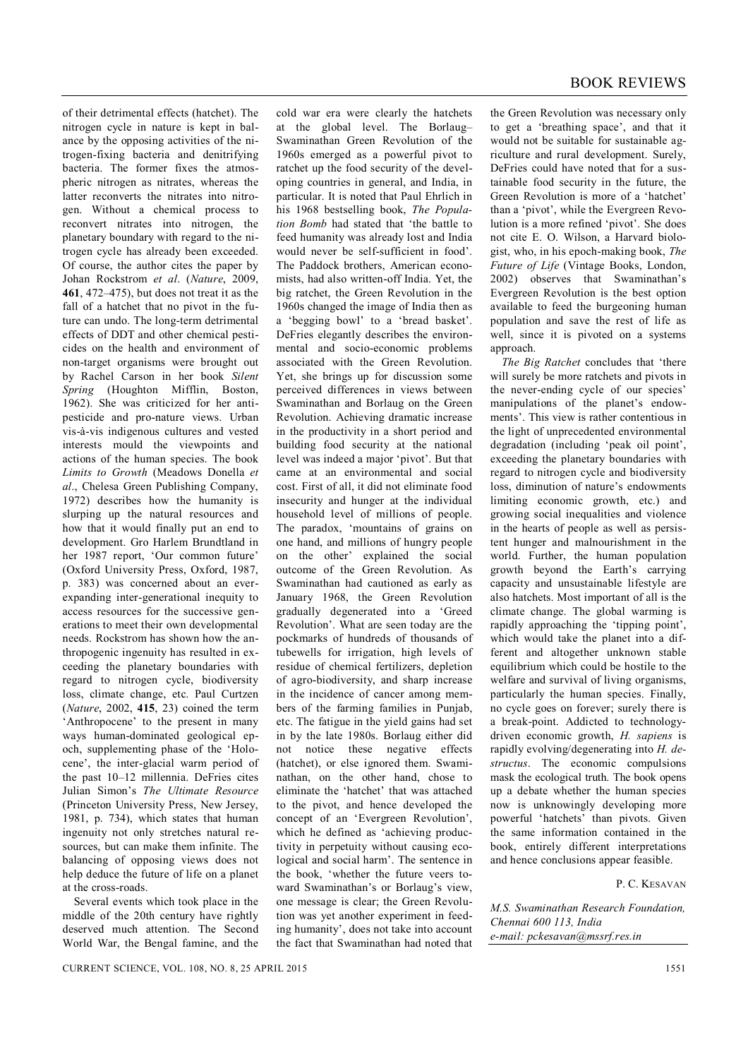of their detrimental effects (hatchet). The nitrogen cycle in nature is kept in balance by the opposing activities of the nitrogen-fixing bacteria and denitrifying bacteria. The former fixes the atmospheric nitrogen as nitrates, whereas the latter reconverts the nitrates into nitrogen. Without a chemical process to reconvert nitrates into nitrogen, the planetary boundary with regard to the nitrogen cycle has already been exceeded. Of course, the author cites the paper by Johan Rockstrom *et al*. (*Nature*, 2009, **461**, 472–475), but does not treat it as the fall of a hatchet that no pivot in the future can undo. The long-term detrimental effects of DDT and other chemical pesticides on the health and environment of non-target organisms were brought out by Rachel Carson in her book *Silent Spring* (Houghton Mifflin, Boston, 1962). She was criticized for her anti-pesticide and pro-nature views. Urban vis-à-vis indigenous cultures and vested interests mould the viewpoints and actions of the human species. The book *Limits to Growth* (Meadows Donella *et al*., Chelesa Green Publishing Company, 1972) describes how the humanity is slurping up the natural resources and how that it would finally put an end to development. Gro Harlem Brundtland in her 1987 report, 'Our common future' (Oxford University Press, Oxford, 1987, p. 383) was concerned about an ever-expanding inter-generational inequity to access resources for the successive generations to meet their own developmental needs. Rockstrom has shown how the anthropogenic ingenuity has resulted in exceeding the planetary boundaries with regard to nitrogen cycle, biodiversity loss, climate change, etc. Paul Curtzen (*Nature*, 2002, **415**, 23) coined the term 'Anthropocene' to the present in many ways human-dominated geological epoch, supplementing phase of the 'Holocene', the inter-glacial warm period of the past 10–12 millennia. DeFries cites Julian Simon's *The Ultimate Resource* (Princeton University Press, New Jersey, 1981, p. 734), which states that human ingenuity not only stretches natural resources, but can make them infinite. The balancing of opposing views does not help deduce the future of life on a planet at the cross-roads.

Several events which took place in the middle of the 20th century have rightly deserved much attention. The Second World War, the Bengal famine, and the cold war era were clearly the hatchets at the global level. The Borlaug–Swaminathan Green Revolution of the 1960s emerged as a powerful pivot to ratchet up the food security of the developing countries in general, and India, in particular. It is noted that Paul Ehrlich in his 1968 bestselling book, *The Population Bomb* had stated that 'the battle to feed humanity was already lost and India would never be self-sufficient in food'. The Paddock brothers, American economists, had also written-off India. Yet, the big ratchet, the Green Revolution in the 1960s changed the image of India then as a 'begging bowl' to a 'bread basket'. DeFries elegantly describes the environmental and socio-economic problems associated with the Green Revolution. Yet, she brings up for discussion some perceived differences in views between Swaminathan and Borlaug on the Green Revolution. Achieving dramatic increase in the productivity in a short period and building food security at the national level was indeed a major 'pivot'. But that came at an environmental and social cost. First of all, it did not eliminate food insecurity and hunger at the individual household level of millions of people. The paradox, 'mountains of grains on one hand, and millions of hungry people on the other' explained the social outcome of the Green Revolution. As Swaminathan had cautioned as early as January 1968, the Green Revolution gradually degenerated into a 'Greed Revolution'. What are seen today are the pockmarks of hundreds of thousands of tubewells for irrigation, high levels of residue of chemical fertilizers, depletion of agro-biodiversity, and sharp increase in the incidence of cancer among members of the farming families in Punjab, etc. The fatigue in the yield gains had set in by the late 1980s. Borlaug either did not notice these negative effects (hatchet), or else ignored them. Swaminathan, on the other hand, chose to eliminate the 'hatchet' that was attached to the pivot, and hence developed the concept of an 'Evergreen Revolution', which he defined as 'achieving productivity in perpetuity without causing ecological and social harm'. The sentence in the book, 'whether the future veers toward Swaminathan's or Borlaug's view, one message is clear; the Green Revolution was yet another experiment in feeding humanity', does not take into account the fact that Swaminathan had noted that the Green Revolution was necessary only to get a 'breathing space', and that it would not be suitable for sustainable agriculture and rural development. Surely, DeFries could have noted that for a sustainable food security in the future, the Green Revolution is more of a 'hatchet' than a 'pivot', while the Evergreen Revolution is a more refined 'pivot'. She does not cite E. O. Wilson, a Harvard biologist, who, in his epoch-making book, *The Future of Life* (Vintage Books, London, 2002) observes that Swaminathan's Evergreen Revolution is the best option available to feed the burgeoning human population and save the rest of life as well, since it is pivoted on a systems approach.

*The Big Ratchet* concludes that 'there will surely be more ratchets and pivots in the never-ending cycle of our species' manipulations of the planet's endowments'. This view is rather contentious in the light of unprecedented environmental degradation (including 'peak oil point', exceeding the planetary boundaries with regard to nitrogen cycle and biodiversity loss, diminution of nature's endowments limiting economic growth, etc.) and growing social inequalities and violence in the hearts of people as well as persistent hunger and malnourishment in the world. Further, the human population growth beyond the Earth's carrying capacity and unsustainable lifestyle are also hatchets. Most important of all is the climate change. The global warming is rapidly approaching the 'tipping point', which would take the planet into a different and altogether unknown stable equilibrium which could be hostile to the welfare and survival of living organisms, particularly the human species. Finally, no cycle goes on forever; surely there is a break-point. Addicted to technology-driven economic growth, *H. sapiens* is rapidly evolving/degenerating into *H. destructus*. The economic compulsions mask the ecological truth. The book opens up a debate whether the human species now is unknowingly developing more powerful 'hatchets' than pivots. Given the same information contained in the book, entirely different interpretations and hence conclusions appear feasible.

P. C. KESAVAN

*M.S. Swaminathan Research Foundation, Chennai 600 113, India*
*e-mail: pckesavan@mssrf.res.in*